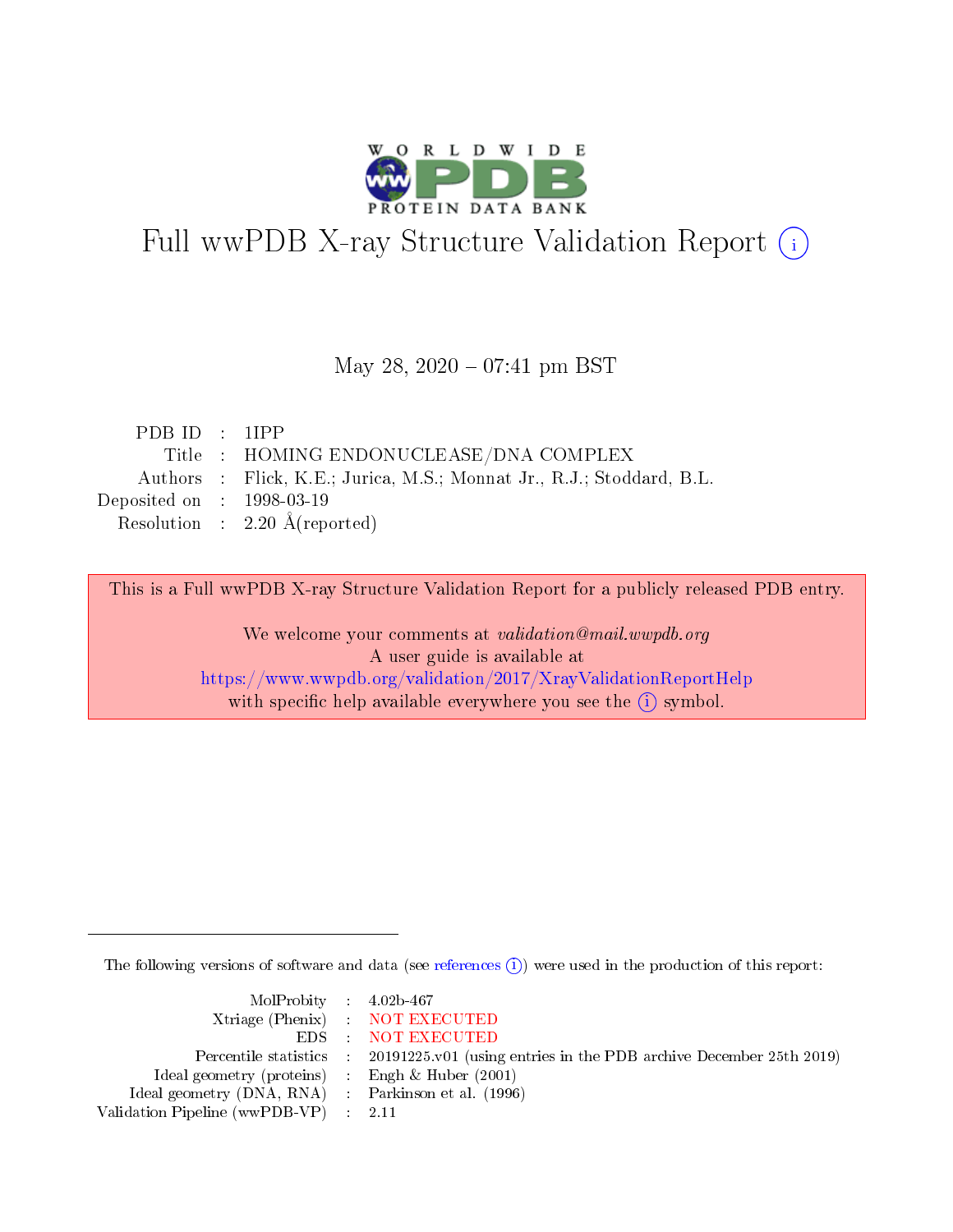# Full wwPDB X-ray Structure Validation Report (i)

May 28, 2020 – 07:41 pm BST

| | | |
|---|---|---|
| PDB ID | : | 1IPP |
| Title | : | HOMING ENDONUCLEASE/DNA COMPLEX |
| Authors | : | Flick, K.E.; Jurica, M.S.; Monnat Jr., R.J.; Stoddard, B.L. |
| Deposited on | : | 1998-03-19 |
| Resolution | : | 2.20 Å(reported) |

This is a Full wwPDB X-ray Structure Validation Report for a publicly released PDB entry.

We welcome your comments at *validation@mail.wwpdb.org*
A user guide is available at
https://www.wwpdb.org/validation/2017/XrayValidationReportHelp
with specific help available everywhere you see the (i) symbol.

---

The following versions of software and data (see references (i)) were used in the production of this report:

| | | |
|---|---|---|
| MolProbity | : | 4.02b-467 |
| Xtriage (Phenix) | : | NOT EXECUTED |
| EDS | : | NOT EXECUTED |
| Percentile statistics | : | 20191225.v01 (using entries in the PDB archive December 25th 2019) |
| Ideal geometry (proteins) | : | Engh & Huber (2001) |
| Ideal geometry (DNA, RNA) | : | Parkinson et al. (1996) |
| Validation Pipeline (wwPDB-VP) | : | 2.11 |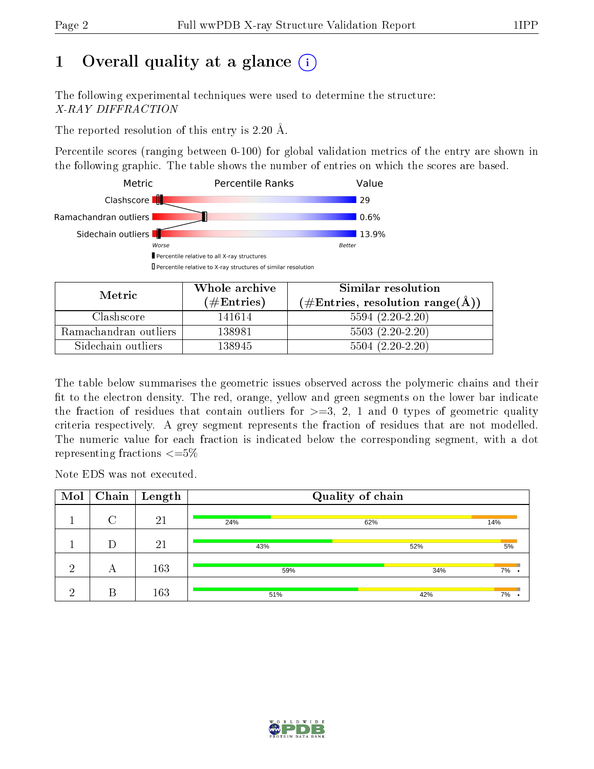# 1 Overall quality at a glance (i)

The following experimental techniques were used to determine the structure:
*X-RAY DIFFRACTION*

The reported resolution of this entry is 2.20 Å.

Percentile scores (ranging between 0-100) for global validation metrics of the entry are shown in the following graphic. The table shows the number of entries on which the scores are based.

| Metric | Value |
|---|---|
| Clashscore | 29 |
| Ramachandran outliers | 0.6% |
| Sidechain outliers | 13.9% |

Worse — Better

▮ Percentile relative to all X-ray structures
▯ Percentile relative to X-ray structures of similar resolution

| Metric | Whole archive (#Entries) | Similar resolution (#Entries, resolution range(Å)) |
|---|---|---|
| Clashscore | 141614 | 5594 (2.20-2.20) |
| Ramachandran outliers | 138981 | 5503 (2.20-2.20) |
| Sidechain outliers | 138945 | 5504 (2.20-2.20) |

The table below summarises the geometric issues observed across the polymeric chains and their fit to the electron density. The red, orange, yellow and green segments on the lower bar indicate the fraction of residues that contain outliers for >=3, 2, 1 and 0 types of geometric quality criteria respectively. A grey segment represents the fraction of residues that are not modelled. The numeric value for each fraction is indicated below the corresponding segment, with a dot representing fractions <=5%

Note EDS was not executed.

| Mol | Chain | Length | Quality of chain |
|---|---|---|---|
| 1 | C | 21 | 24% / 62% / 14% |
| 1 | D | 21 | 43% / 52% / 5% |
| 2 | A | 163 | 59% / 34% / 7% / • |
| 2 | B | 163 | 51% / 42% / 7% / • |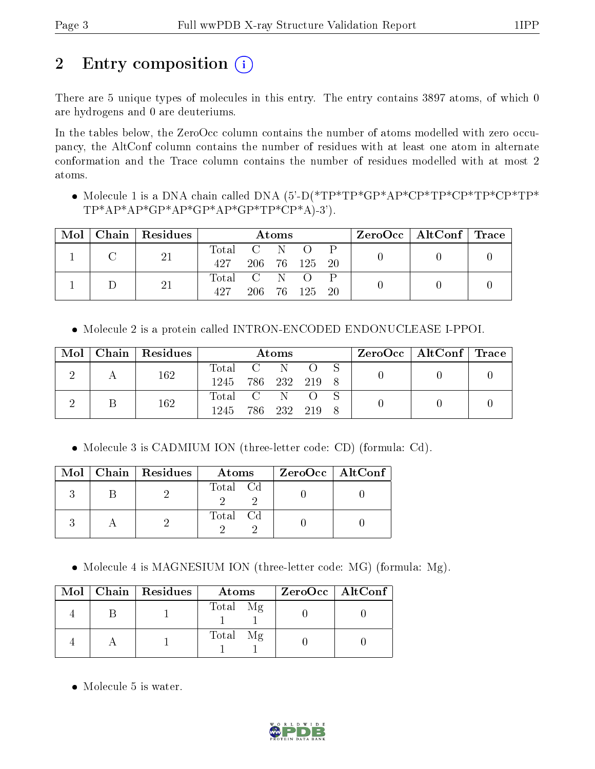# 2 Entry composition

There are 5 unique types of molecules in this entry. The entry contains 3897 atoms, of which 0 are hydrogens and 0 are deuteriums.

In the tables below, the ZeroOcc column contains the number of atoms modelled with zero occupancy, the AltConf column contains the number of residues with at least one atom in alternate conformation and the Trace column contains the number of residues modelled with at most 2 atoms.

- Molecule 1 is a DNA chain called DNA (5'-D(*TP*TP*GP*AP*CP*TP*CP*TP*CP*TP*TP*AP*AP*GP*AP*GP*AP*GP*TP*CP*A)-3').

| Mol | Chain | Residues | Atoms | | | | | ZeroOcc | AltConf | Trace |
|---|---|---|---|---|---|---|---|---|---|---|
| 1 | C | 21 | Total 427 | C 206 | N 76 | O 125 | P 20 | 0 | 0 | 0 |
| 1 | D | 21 | Total 427 | C 206 | N 76 | O 125 | P 20 | 0 | 0 | 0 |

- Molecule 2 is a protein called INTRON-ENCODED ENDONUCLEASE I-PPOI.

| Mol | Chain | Residues | Atoms | | | | | ZeroOcc | AltConf | Trace |
|---|---|---|---|---|---|---|---|---|---|---|
| 2 | A | 162 | Total 1245 | C 786 | N 232 | O 219 | S 8 | 0 | 0 | 0 |
| 2 | B | 162 | Total 1245 | C 786 | N 232 | O 219 | S 8 | 0 | 0 | 0 |

- Molecule 3 is CADMIUM ION (three-letter code: CD) (formula: Cd).

| Mol | Chain | Residues | Atoms | | ZeroOcc | AltConf |
|---|---|---|---|---|---|---|
| 3 | B | 2 | Total 2 | Cd 2 | 0 | 0 |
| 3 | A | 2 | Total 2 | Cd 2 | 0 | 0 |

- Molecule 4 is MAGNESIUM ION (three-letter code: MG) (formula: Mg).

| Mol | Chain | Residues | Atoms | | ZeroOcc | AltConf |
|---|---|---|---|---|---|---|
| 4 | B | 1 | Total 1 | Mg 1 | 0 | 0 |
| 4 | A | 1 | Total 1 | Mg 1 | 0 | 0 |

- Molecule 5 is water.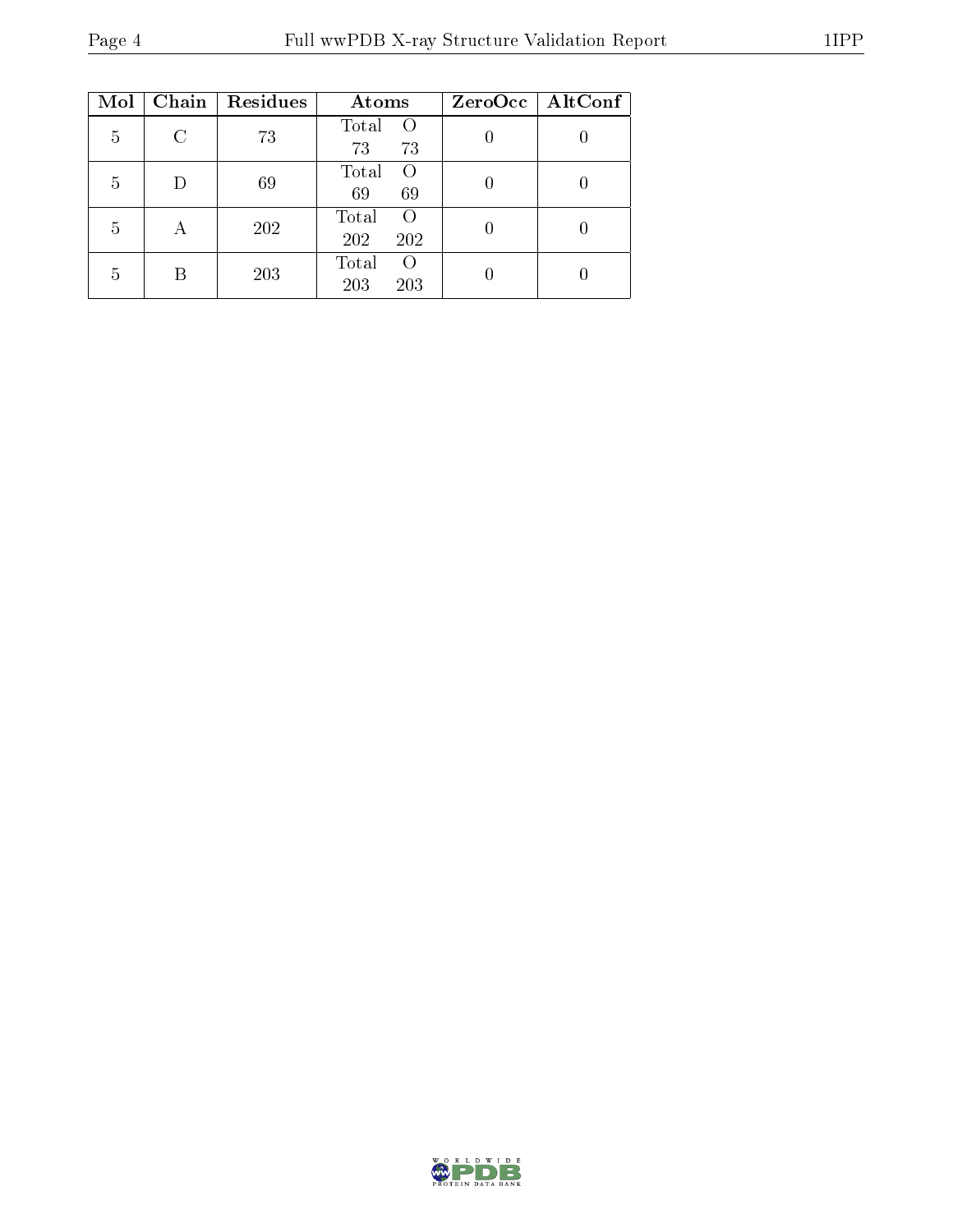| Mol | Chain | Residues | Atoms | | ZeroOcc | AltConf |
|---|---|---|---|---|---|---|
| 5 | C | 73 | Total<br>73 | O<br>73 | 0 | 0 |
| 5 | D | 69 | Total<br>69 | O<br>69 | 0 | 0 |
| 5 | A | 202 | Total<br>202 | O<br>202 | 0 | 0 |
| 5 | B | 203 | Total<br>203 | O<br>203 | 0 | 0 |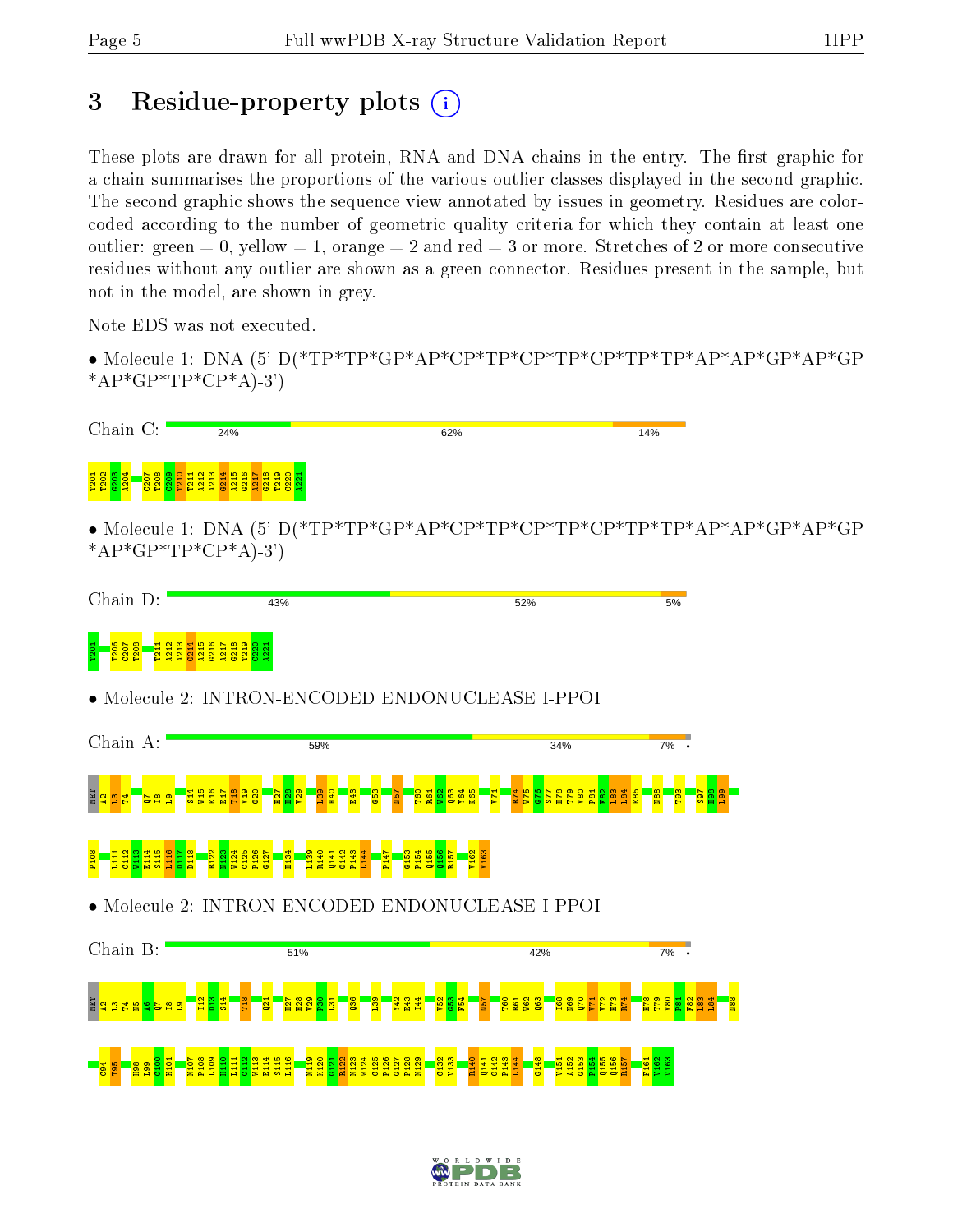# 3 Residue-property plots

These plots are drawn for all protein, RNA and DNA chains in the entry. The first graphic for a chain summarises the proportions of the various outlier classes displayed in the second graphic. The second graphic shows the sequence view annotated by issues in geometry. Residues are color-coded according to the number of geometric quality criteria for which they contain at least one outlier: green = 0, yellow = 1, orange = 2 and red = 3 or more. Stretches of 2 or more consecutive residues without any outlier are shown as a green connector. Residues present in the sample, but not in the model, are shown in grey.

Note EDS was not executed.

- Molecule 1: DNA (5'-D(*TP*TP*GP*AP*CP*TP*CP*TP*CP*TP*TP*AP*AP*GP*AP*GP *AP*GP*TP*CP*A)-3')

Chain C: 24% 62% 14%

T201 T202 G203 A204 C207 T208 C209 T210 T211 A212 A213 G214 A215 G216 A217 G218 T219 C220 A221

- Molecule 1: DNA (5'-D(*TP*TP*GP*AP*CP*TP*CP*TP*CP*TP*TP*AP*AP*GP*AP*GP *AP*GP*TP*CP*A)-3')

Chain D: 43% 52% 5%

T201 T206 C207 T208 T211 A212 A213 G214 A215 G216 A217 G218 T219 C220 A221

- Molecule 2: INTRON-ENCODED ENDONUCLEASE I-PPOI

Chain A: 59% 34% 7%

MET A2 L3 T4 Q7 I8 L9 S14 W15 E16 E17 T18 V19 G20 H27 H28 V29 L39 H40 E43 G53 N57 T60 R61 W62 Q63 Y64 K65 V71 R74 W75 G76 S77 H78 T79 V80 P81 F82 L83 L84 E85 N88 T93 S97 H98 L99 P108 L111 C112 W113 E114 S115 L116 D117 D118 R122 N123 W124 C125 P126 G127 H134 L139 R140 Q141 G142 P143 L144 P147 G153 P154 Q155 Q156 R157 V162 V163

- Molecule 2: INTRON-ENCODED ENDONUCLEASE I-PPOI

Chain B: 51% 42% 7%

MET A2 L3 T4 N5 A6 Q7 I8 L9 I12 D13 S14 T18 Q21 H27 H28 V29 P30 L31 Q36 L39 V42 E43 I44 V52 G53 P54 N57 T60 R61 W62 Q63 I68 N69 Q70 V71 V72 H73 R74 H78 T79 V80 P81 F82 L83 L84 N88 C94 T95 H98 L99 C100 H101 N107 P108 L109 H110 L111 C112 W113 E114 S115 L116 N119 K120 G121 R122 N123 W124 C125 P126 G127 P128 N129 C132 V133 R140 Q141 G142 P143 L144 G148 V151 A152 G153 P154 Q155 Q156 R157 F161 V162 V163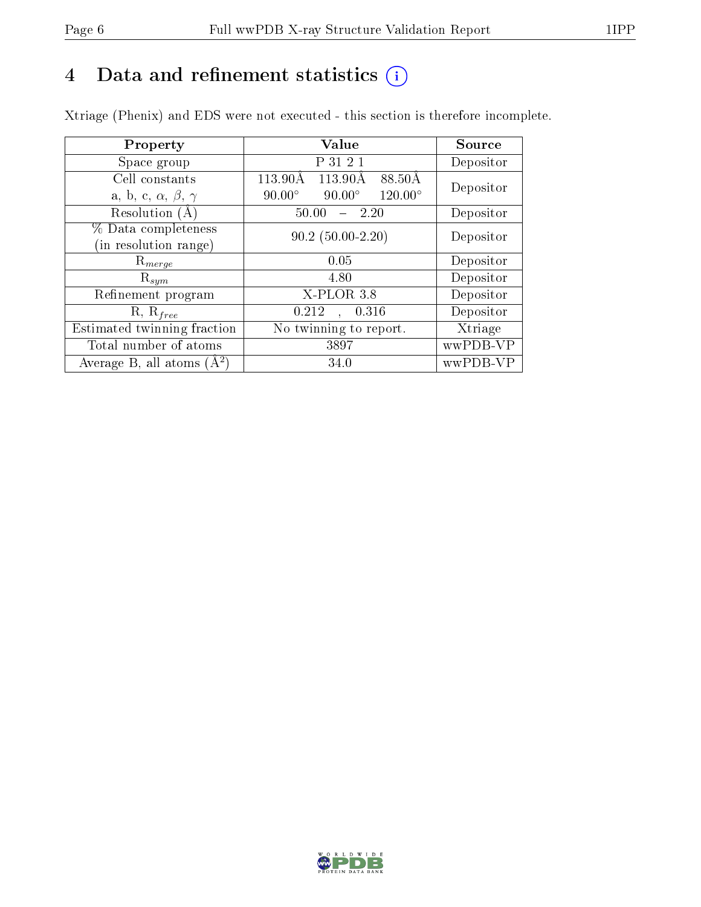# 4 Data and refinement statistics (i)

Xtriage (Phenix) and EDS were not executed - this section is therefore incomplete.

| Property | Value | Source |
|---|---|---|
| Space group | P 31 2 1 | Depositor |
| Cell constants<br>a, b, c, $\alpha$, $\beta$, $\gamma$ | 113.90Å 113.90Å 88.50Å<br>90.00° 90.00° 120.00° | Depositor |
| Resolution (Å) | 50.00 – 2.20 | Depositor |
| % Data completeness<br>(in resolution range) | 90.2 (50.00-2.20) | Depositor |
| $R_{merge}$ | 0.05 | Depositor |
| $R_{sym}$ | 4.80 | Depositor |
| Refinement program | X-PLOR 3.8 | Depositor |
| R, $R_{free}$ | 0.212 , 0.316 | Depositor |
| Estimated twinning fraction | No twinning to report. | Xtriage |
| Total number of atoms | 3897 | wwPDB-VP |
| Average B, all atoms (Å$^2$) | 34.0 | wwPDB-VP |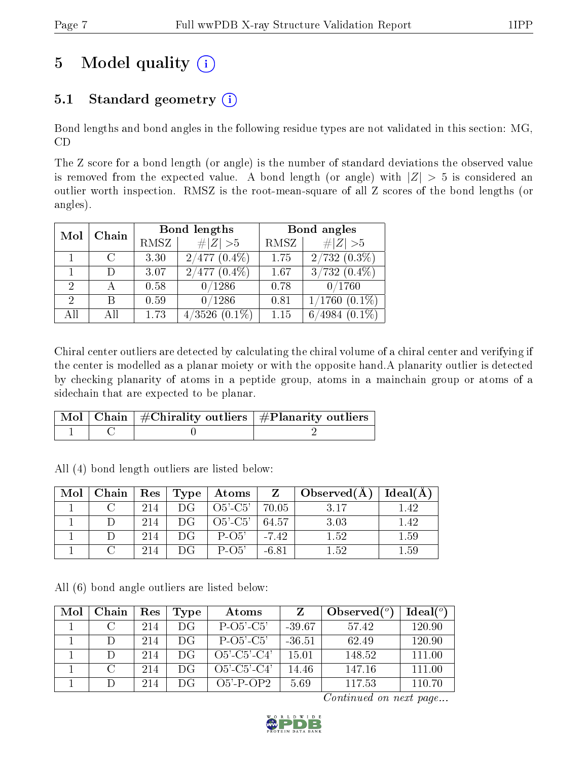# 5 Model quality (i)

## 5.1 Standard geometry (i)

Bond lengths and bond angles in the following residue types are not validated in this section: MG, CD

The Z score for a bond length (or angle) is the number of standard deviations the observed value is removed from the expected value. A bond length (or angle) with $|Z| > 5$ is considered an outlier worth inspection. RMSZ is the root-mean-square of all Z scores of the bond lengths (or angles).

| Mol | Chain | Bond lengths | | Bond angles | |
|---|---|---|---|---|---|
| | | RMSZ | #\|Z\| >5 | RMSZ | #\|Z\| >5 |
| 1 | C | 3.30 | 2/477 (0.4%) | 1.75 | 2/732 (0.3%) |
| 1 | D | 3.07 | 2/477 (0.4%) | 1.67 | 3/732 (0.4%) |
| 2 | A | 0.58 | 0/1286 | 0.78 | 0/1760 |
| 2 | B | 0.59 | 0/1286 | 0.81 | 1/1760 (0.1%) |
| All | All | 1.73 | 4/3526 (0.1%) | 1.15 | 6/4984 (0.1%) |

Chiral center outliers are detected by calculating the chiral volume of a chiral center and verifying if the center is modelled as a planar moiety or with the opposite hand.A planarity outlier is detected by checking planarity of atoms in a peptide group, atoms in a mainchain group or atoms of a sidechain that are expected to be planar.

| Mol | Chain | #Chirality outliers | #Planarity outliers |
|---|---|---|---|
| 1 | C | 0 | 2 |

All (4) bond length outliers are listed below:

| Mol | Chain | Res | Type | Atoms | Z | Observed(Å) | Ideal(Å) |
|---|---|---|---|---|---|---|---|
| 1 | C | 214 | DG | O5'-C5' | 70.05 | 3.17 | 1.42 |
| 1 | D | 214 | DG | O5'-C5' | 64.57 | 3.03 | 1.42 |
| 1 | D | 214 | DG | P-O5' | -7.42 | 1.52 | 1.59 |
| 1 | C | 214 | DG | P-O5' | -6.81 | 1.52 | 1.59 |

All (6) bond angle outliers are listed below:

| Mol | Chain | Res | Type | Atoms | Z | Observed(°) | Ideal(°) |
|---|---|---|---|---|---|---|---|
| 1 | C | 214 | DG | P-O5'-C5' | -39.67 | 57.42 | 120.90 |
| 1 | D | 214 | DG | P-O5'-C5' | -36.51 | 62.49 | 120.90 |
| 1 | D | 214 | DG | O5'-C5'-C4' | 15.01 | 148.52 | 111.00 |
| 1 | C | 214 | DG | O5'-C5'-C4' | 14.46 | 147.16 | 111.00 |
| 1 | D | 214 | DG | O5'-P-OP2 | 5.69 | 117.53 | 110.70 |

*Continued on next page...*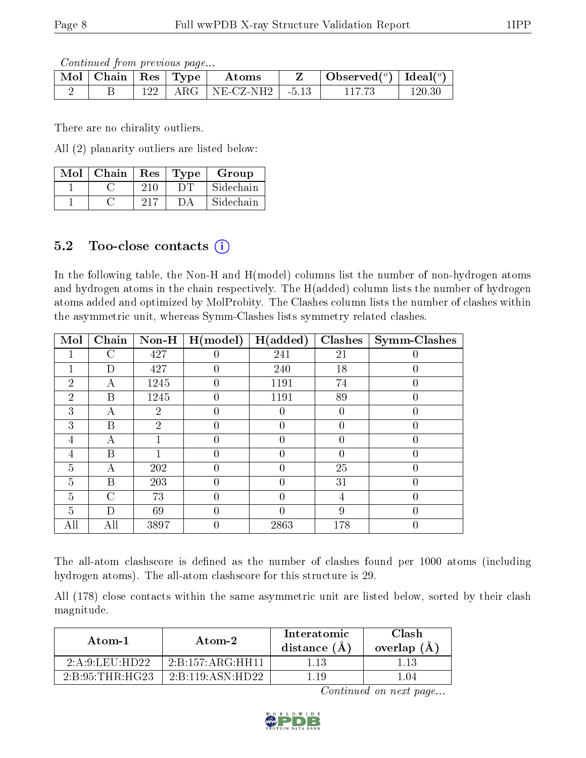*Continued from previous page...*

| Mol | Chain | Res | Type | Atoms | Z | Observed(°) | Ideal(°) |
|---|---|---|---|---|---|---|---|
| 2 | B | 122 | ARG | NE-CZ-NH2 | -5.13 | 117.73 | 120.30 |

There are no chirality outliers.

All (2) planarity outliers are listed below:

| Mol | Chain | Res | Type | Group |
|---|---|---|---|---|
| 1 | C | 210 | DT | Sidechain |
| 1 | C | 217 | DA | Sidechain |

## 5.2 Too-close contacts

In the following table, the Non-H and H(model) columns list the number of non-hydrogen atoms and hydrogen atoms in the chain respectively. The H(added) column lists the number of hydrogen atoms added and optimized by MolProbity. The Clashes column lists the number of clashes within the asymmetric unit, whereas Symm-Clashes lists symmetry related clashes.

| Mol | Chain | Non-H | H(model) | H(added) | Clashes | Symm-Clashes |
|---|---|---|---|---|---|---|
| 1 | C | 427 | 0 | 241 | 21 | 0 |
| 1 | D | 427 | 0 | 240 | 18 | 0 |
| 2 | A | 1245 | 0 | 1191 | 74 | 0 |
| 2 | B | 1245 | 0 | 1191 | 89 | 0 |
| 3 | A | 2 | 0 | 0 | 0 | 0 |
| 3 | B | 2 | 0 | 0 | 0 | 0 |
| 4 | A | 1 | 0 | 0 | 0 | 0 |
| 4 | B | 1 | 0 | 0 | 0 | 0 |
| 5 | A | 202 | 0 | 0 | 25 | 0 |
| 5 | B | 203 | 0 | 0 | 31 | 0 |
| 5 | C | 73 | 0 | 0 | 4 | 0 |
| 5 | D | 69 | 0 | 0 | 9 | 0 |
| All | All | 3897 | 0 | 2863 | 178 | 0 |

The all-atom clashscore is defined as the number of clashes found per 1000 atoms (including hydrogen atoms). The all-atom clashscore for this structure is 29.

All (178) close contacts within the same asymmetric unit are listed below, sorted by their clash magnitude.

| Atom-1 | Atom-2 | Interatomic distance (Å) | Clash overlap (Å) |
|---|---|---|---|
| 2:A:9:LEU:HD22 | 2:B:157:ARG:HH11 | 1.13 | 1.13 |
| 2:B:95:THR:HG23 | 2:B:119:ASN:HD22 | 1.19 | 1.04 |

*Continued on next page...*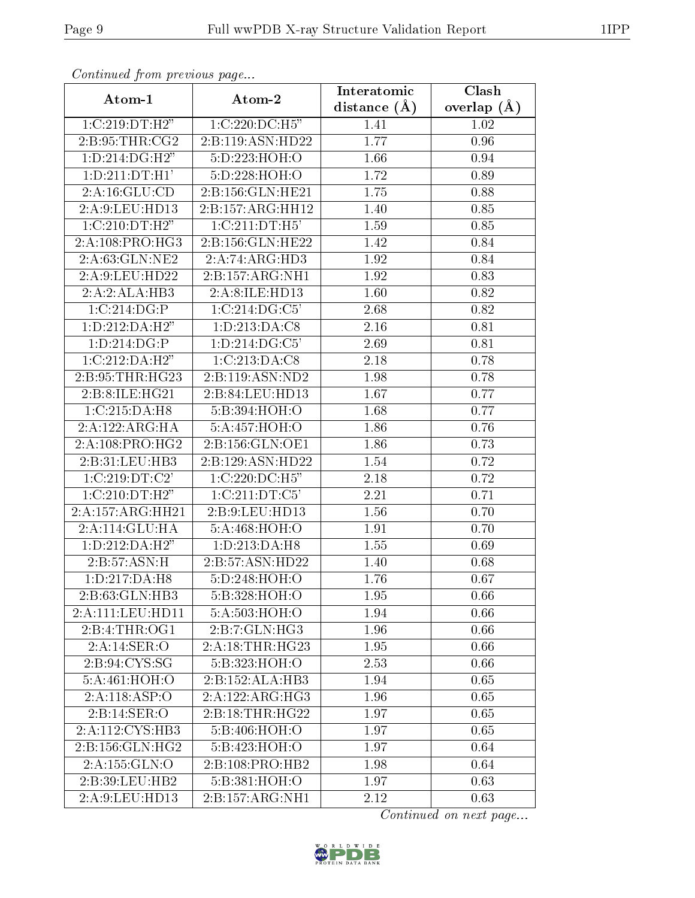*Continued from previous page...*

| Atom-1 | Atom-2 | Interatomic distance (Å) | Clash overlap (Å) |
| --- | --- | --- | --- |
| 1:C:219:DT:H2" | 1:C:220:DC:H5" | 1.41 | 1.02 |
| 2:B:95:THR:CG2 | 2:B:119:ASN:HD22 | 1.77 | 0.96 |
| 1:D:214:DG:H2" | 5:D:223:HOH:O | 1.66 | 0.94 |
| 1:D:211:DT:H1' | 5:D:228:HOH:O | 1.72 | 0.89 |
| 2:A:16:GLU:CD | 2:B:156:GLN:HE21 | 1.75 | 0.88 |
| 2:A:9:LEU:HD13 | 2:B:157:ARG:HH12 | 1.40 | 0.85 |
| 1:C:210:DT:H2" | 1:C:211:DT:H5' | 1.59 | 0.85 |
| 2:A:108:PRO:HG3 | 2:B:156:GLN:HE22 | 1.42 | 0.84 |
| 2:A:63:GLN:NE2 | 2:A:74:ARG:HD3 | 1.92 | 0.84 |
| 2:A:9:LEU:HD22 | 2:B:157:ARG:NH1 | 1.92 | 0.83 |
| 2:A:2:ALA:HB3 | 2:A:8:ILE:HD13 | 1.60 | 0.82 |
| 1:C:214:DG:P | 1:C:214:DG:C5' | 2.68 | 0.82 |
| 1:D:212:DA:H2" | 1:D:213:DA:C8 | 2.16 | 0.81 |
| 1:D:214:DG:P | 1:D:214:DG:C5' | 2.69 | 0.81 |
| 1:C:212:DA:H2" | 1:C:213:DA:C8 | 2.18 | 0.78 |
| 2:B:95:THR:HG23 | 2:B:119:ASN:ND2 | 1.98 | 0.78 |
| 2:B:8:ILE:HG21 | 2:B:84:LEU:HD13 | 1.67 | 0.77 |
| 1:C:215:DA:H8 | 5:B:394:HOH:O | 1.68 | 0.77 |
| 2:A:122:ARG:HA | 5:A:457:HOH:O | 1.86 | 0.76 |
| 2:A:108:PRO:HG2 | 2:B:156:GLN:OE1 | 1.86 | 0.73 |
| 2:B:31:LEU:HB3 | 2:B:129:ASN:HD22 | 1.54 | 0.72 |
| 1:C:219:DT:C2' | 1:C:220:DC:H5" | 2.18 | 0.72 |
| 1:C:210:DT:H2" | 1:C:211:DT:C5' | 2.21 | 0.71 |
| 2:A:157:ARG:HH21 | 2:B:9:LEU:HD13 | 1.56 | 0.70 |
| 2:A:114:GLU:HA | 5:A:468:HOH:O | 1.91 | 0.70 |
| 1:D:212:DA:H2" | 1:D:213:DA:H8 | 1.55 | 0.69 |
| 2:B:57:ASN:H | 2:B:57:ASN:HD22 | 1.40 | 0.68 |
| 1:D:217:DA:H8 | 5:D:248:HOH:O | 1.76 | 0.67 |
| 2:B:63:GLN:HB3 | 5:B:328:HOH:O | 1.95 | 0.66 |
| 2:A:111:LEU:HD11 | 5:A:503:HOH:O | 1.94 | 0.66 |
| 2:B:4:THR:OG1 | 2:B:7:GLN:HG3 | 1.96 | 0.66 |
| 2:A:14:SER:O | 2:A:18:THR:HG23 | 1.95 | 0.66 |
| 2:B:94:CYS:SG | 5:B:323:HOH:O | 2.53 | 0.66 |
| 5:A:461:HOH:O | 2:B:152:ALA:HB3 | 1.94 | 0.65 |
| 2:A:118:ASP:O | 2:A:122:ARG:HG3 | 1.96 | 0.65 |
| 2:B:14:SER:O | 2:B:18:THR:HG22 | 1.97 | 0.65 |
| 2:A:112:CYS:HB3 | 5:B:406:HOH:O | 1.97 | 0.65 |
| 2:B:156:GLN:HG2 | 5:B:423:HOH:O | 1.97 | 0.64 |
| 2:A:155:GLN:O | 2:B:108:PRO:HB2 | 1.98 | 0.64 |
| 2:B:39:LEU:HB2 | 5:B:381:HOH:O | 1.97 | 0.63 |
| 2:A:9:LEU:HD13 | 2:B:157:ARG:NH1 | 2.12 | 0.63 |

*Continued on next page...*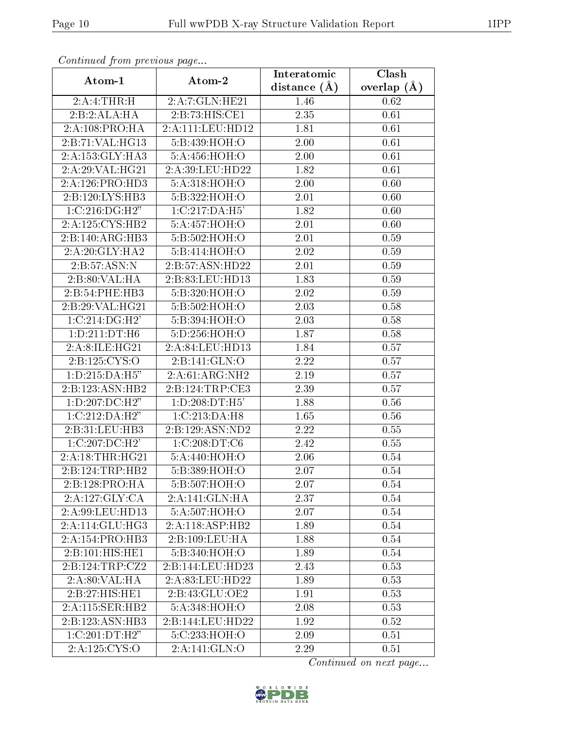*Continued from previous page...*

| Atom-1 | Atom-2 | Interatomic distance (Å) | Clash overlap (Å) |
|---|---|---|---|
| 2:A:4:THR:H | 2:A:7:GLN:HE21 | 1.46 | 0.62 |
| 2:B:2:ALA:HA | 2:B:73:HIS:CE1 | 2.35 | 0.61 |
| 2:A:108:PRO:HA | 2:A:111:LEU:HD12 | 1.81 | 0.61 |
| 2:B:71:VAL:HG13 | 5:B:439:HOH:O | 2.00 | 0.61 |
| 2:A:153:GLY:HA3 | 5:A:456:HOH:O | 2.00 | 0.61 |
| 2:A:29:VAL:HG21 | 2:A:39:LEU:HD22 | 1.82 | 0.61 |
| 2:A:126:PRO:HD3 | 5:A:318:HOH:O | 2.00 | 0.60 |
| 2:B:120:LYS:HB3 | 5:B:322:HOH:O | 2.01 | 0.60 |
| 1:C:216:DG:H2" | 1:C:217:DA:H5' | 1.82 | 0.60 |
| 2:A:125:CYS:HB2 | 5:A:457:HOH:O | 2.01 | 0.60 |
| 2:B:140:ARG:HB3 | 5:B:502:HOH:O | 2.01 | 0.59 |
| 2:A:20:GLY:HA2 | 5:B:414:HOH:O | 2.02 | 0.59 |
| 2:B:57:ASN:N | 2:B:57:ASN:HD22 | 2.01 | 0.59 |
| 2:B:80:VAL:HA | 2:B:83:LEU:HD13 | 1.83 | 0.59 |
| 2:B:54:PHE:HB3 | 5:B:320:HOH:O | 2.02 | 0.59 |
| 2:B:29:VAL:HG21 | 5:B:502:HOH:O | 2.03 | 0.58 |
| 1:C:214:DG:H2' | 5:B:394:HOH:O | 2.03 | 0.58 |
| 1:D:211:DT:H6 | 5:D:256:HOH:O | 1.87 | 0.58 |
| 2:A:8:ILE:HG21 | 2:A:84:LEU:HD13 | 1.84 | 0.57 |
| 2:B:125:CYS:O | 2:B:141:GLN:O | 2.22 | 0.57 |
| 1:D:215:DA:H5" | 2:A:61:ARG:NH2 | 2.19 | 0.57 |
| 2:B:123:ASN:HB2 | 2:B:124:TRP:CE3 | 2.39 | 0.57 |
| 1:D:207:DC:H2" | 1:D:208:DT:H5' | 1.88 | 0.56 |
| 1:C:212:DA:H2" | 1:C:213:DA:H8 | 1.65 | 0.56 |
| 2:B:31:LEU:HB3 | 2:B:129:ASN:ND2 | 2.22 | 0.55 |
| 1:C:207:DC:H2' | 1:C:208:DT:C6 | 2.42 | 0.55 |
| 2:A:18:THR:HG21 | 5:A:440:HOH:O | 2.06 | 0.54 |
| 2:B:124:TRP:HB2 | 5:B:389:HOH:O | 2.07 | 0.54 |
| 2:B:128:PRO:HA | 5:B:507:HOH:O | 2.07 | 0.54 |
| 2:A:127:GLY:CA | 2:A:141:GLN:HA | 2.37 | 0.54 |
| 2:A:99:LEU:HD13 | 5:A:507:HOH:O | 2.07 | 0.54 |
| 2:A:114:GLU:HG3 | 2:A:118:ASP:HB2 | 1.89 | 0.54 |
| 2:A:154:PRO:HB3 | 2:B:109:LEU:HA | 1.88 | 0.54 |
| 2:B:101:HIS:HE1 | 5:B:340:HOH:O | 1.89 | 0.54 |
| 2:B:124:TRP:CZ2 | 2:B:144:LEU:HD23 | 2.43 | 0.53 |
| 2:A:80:VAL:HA | 2:A:83:LEU:HD22 | 1.89 | 0.53 |
| 2:B:27:HIS:HE1 | 2:B:43:GLU:OE2 | 1.91 | 0.53 |
| 2:A:115:SER:HB2 | 5:A:348:HOH:O | 2.08 | 0.53 |
| 2:B:123:ASN:HB3 | 2:B:144:LEU:HD22 | 1.92 | 0.52 |
| 1:C:201:DT:H2" | 5:C:233:HOH:O | 2.09 | 0.51 |
| 2:A:125:CYS:O | 2:A:141:GLN:O | 2.29 | 0.51 |

*Continued on next page...*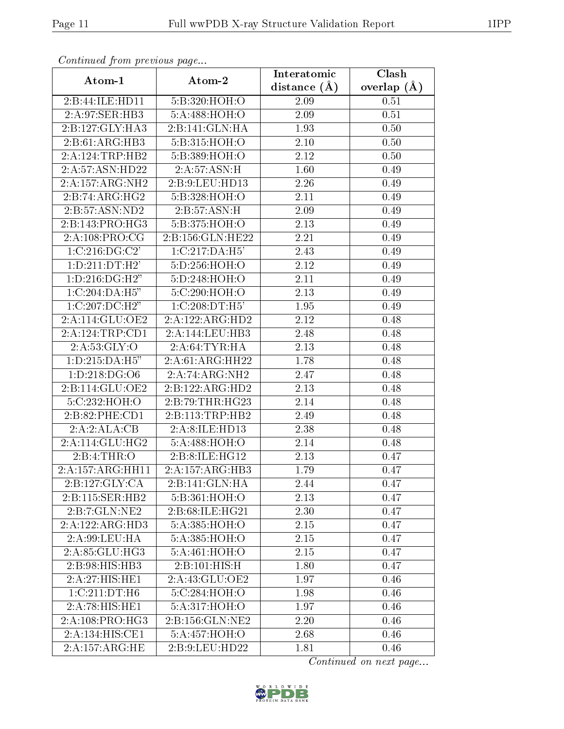*Continued from previous page...*

| Atom-1 | Atom-2 | Interatomic distance (Å) | Clash overlap (Å) |
|---|---|---|---|
| 2:B:44:ILE:HD11 | 5:B:320:HOH:O | 2.09 | 0.51 |
| 2:A:97:SER:HB3 | 5:A:488:HOH:O | 2.09 | 0.51 |
| 2:B:127:GLY:HA3 | 2:B:141:GLN:HA | 1.93 | 0.50 |
| 2:B:61:ARG:HB3 | 5:B:315:HOH:O | 2.10 | 0.50 |
| 2:A:124:TRP:HB2 | 5:B:389:HOH:O | 2.12 | 0.50 |
| 2:A:57:ASN:HD22 | 2:A:57:ASN:H | 1.60 | 0.49 |
| 2:A:157:ARG:NH2 | 2:B:9:LEU:HD13 | 2.26 | 0.49 |
| 2:B:74:ARG:HG2 | 5:B:328:HOH:O | 2.11 | 0.49 |
| 2:B:57:ASN:ND2 | 2:B:57:ASN:H | 2.09 | 0.49 |
| 2:B:143:PRO:HG3 | 5:B:375:HOH:O | 2.13 | 0.49 |
| 2:A:108:PRO:CG | 2:B:156:GLN:HE22 | 2.21 | 0.49 |
| 1:C:216:DG:C2' | 1:C:217:DA:H5' | 2.43 | 0.49 |
| 1:D:211:DT:H2' | 5:D:256:HOH:O | 2.12 | 0.49 |
| 1:D:216:DG:H2" | 5:D:248:HOH:O | 2.11 | 0.49 |
| 1:C:204:DA:H5" | 5:C:290:HOH:O | 2.13 | 0.49 |
| 1:C:207:DC:H2" | 1:C:208:DT:H5' | 1.95 | 0.49 |
| 2:A:114:GLU:OE2 | 2:A:122:ARG:HD2 | 2.12 | 0.48 |
| 2:A:124:TRP:CD1 | 2:A:144:LEU:HB3 | 2.48 | 0.48 |
| 2:A:53:GLY:O | 2:A:64:TYR:HA | 2.13 | 0.48 |
| 1:D:215:DA:H5" | 2:A:61:ARG:HH22 | 1.78 | 0.48 |
| 1:D:218:DG:O6 | 2:A:74:ARG:NH2 | 2.47 | 0.48 |
| 2:B:114:GLU:OE2 | 2:B:122:ARG:HD2 | 2.13 | 0.48 |
| 5:C:232:HOH:O | 2:B:79:THR:HG23 | 2.14 | 0.48 |
| 2:B:82:PHE:CD1 | 2:B:113:TRP:HB2 | 2.49 | 0.48 |
| 2:A:2:ALA:CB | 2:A:8:ILE:HD13 | 2.38 | 0.48 |
| 2:A:114:GLU:HG2 | 5:A:488:HOH:O | 2.14 | 0.48 |
| 2:B:4:THR:O | 2:B:8:ILE:HG12 | 2.13 | 0.47 |
| 2:A:157:ARG:HH11 | 2:A:157:ARG:HB3 | 1.79 | 0.47 |
| 2:B:127:GLY:CA | 2:B:141:GLN:HA | 2.44 | 0.47 |
| 2:B:115:SER:HB2 | 5:B:361:HOH:O | 2.13 | 0.47 |
| 2:B:7:GLN:NE2 | 2:B:68:ILE:HG21 | 2.30 | 0.47 |
| 2:A:122:ARG:HD3 | 5:A:385:HOH:O | 2.15 | 0.47 |
| 2:A:99:LEU:HA | 5:A:385:HOH:O | 2.15 | 0.47 |
| 2:A:85:GLU:HG3 | 5:A:461:HOH:O | 2.15 | 0.47 |
| 2:B:98:HIS:HB3 | 2:B:101:HIS:H | 1.80 | 0.47 |
| 2:A:27:HIS:HE1 | 2:A:43:GLU:OE2 | 1.97 | 0.46 |
| 1:C:211:DT:H6 | 5:C:284:HOH:O | 1.98 | 0.46 |
| 2:A:78:HIS:HE1 | 5:A:317:HOH:O | 1.97 | 0.46 |
| 2:A:108:PRO:HG3 | 2:B:156:GLN:NE2 | 2.20 | 0.46 |
| 2:A:134:HIS:CE1 | 5:A:457:HOH:O | 2.68 | 0.46 |
| 2:A:157:ARG:HE | 2:B:9:LEU:HD22 | 1.81 | 0.46 |

*Continued on next page...*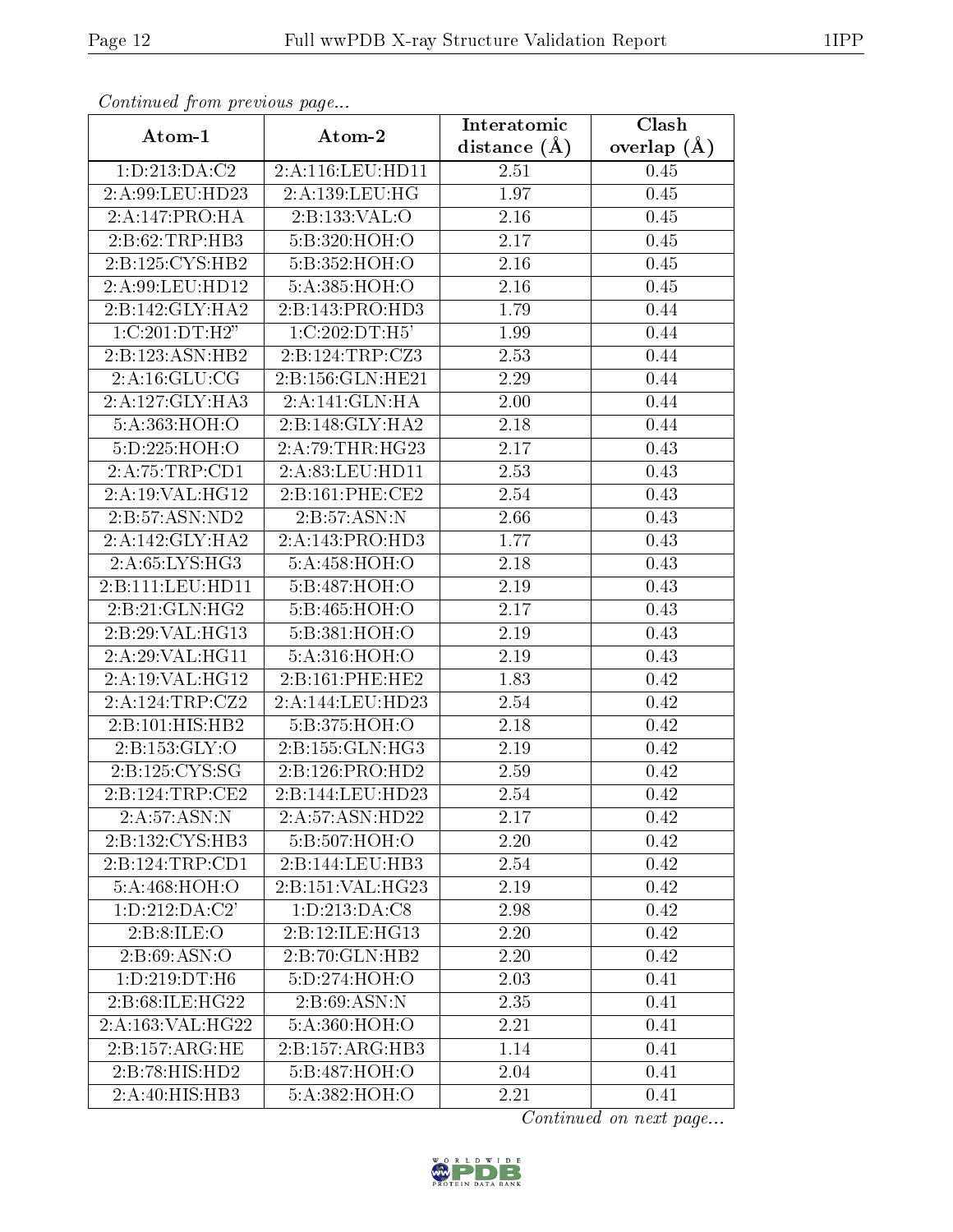*Continued from previous page...*

| Atom-1 | Atom-2 | Interatomic distance (Å) | Clash overlap (Å) |
| --- | --- | --- | --- |
| 1:D:213:DA:C2 | 2:A:116:LEU:HD11 | 2.51 | 0.45 |
| 2:A:99:LEU:HD23 | 2:A:139:LEU:HG | 1.97 | 0.45 |
| 2:A:147:PRO:HA | 2:B:133:VAL:O | 2.16 | 0.45 |
| 2:B:62:TRP:HB3 | 5:B:320:HOH:O | 2.17 | 0.45 |
| 2:B:125:CYS:HB2 | 5:B:352:HOH:O | 2.16 | 0.45 |
| 2:A:99:LEU:HD12 | 5:A:385:HOH:O | 2.16 | 0.45 |
| 2:B:142:GLY:HA2 | 2:B:143:PRO:HD3 | 1.79 | 0.44 |
| 1:C:201:DT:H2" | 1:C:202:DT:H5' | 1.99 | 0.44 |
| 2:B:123:ASN:HB2 | 2:B:124:TRP:CZ3 | 2.53 | 0.44 |
| 2:A:16:GLU:CG | 2:B:156:GLN:HE21 | 2.29 | 0.44 |
| 2:A:127:GLY:HA3 | 2:A:141:GLN:HA | 2.00 | 0.44 |
| 5:A:363:HOH:O | 2:B:148:GLY:HA2 | 2.18 | 0.44 |
| 5:D:225:HOH:O | 2:A:79:THR:HG23 | 2.17 | 0.43 |
| 2:A:75:TRP:CD1 | 2:A:83:LEU:HD11 | 2.53 | 0.43 |
| 2:A:19:VAL:HG12 | 2:B:161:PHE:CE2 | 2.54 | 0.43 |
| 2:B:57:ASN:ND2 | 2:B:57:ASN:N | 2.66 | 0.43 |
| 2:A:142:GLY:HA2 | 2:A:143:PRO:HD3 | 1.77 | 0.43 |
| 2:A:65:LYS:HG3 | 5:A:458:HOH:O | 2.18 | 0.43 |
| 2:B:111:LEU:HD11 | 5:B:487:HOH:O | 2.19 | 0.43 |
| 2:B:21:GLN:HG2 | 5:B:465:HOH:O | 2.17 | 0.43 |
| 2:B:29:VAL:HG13 | 5:B:381:HOH:O | 2.19 | 0.43 |
| 2:A:29:VAL:HG11 | 5:A:316:HOH:O | 2.19 | 0.43 |
| 2:A:19:VAL:HG12 | 2:B:161:PHE:HE2 | 1.83 | 0.42 |
| 2:A:124:TRP:CZ2 | 2:A:144:LEU:HD23 | 2.54 | 0.42 |
| 2:B:101:HIS:HB2 | 5:B:375:HOH:O | 2.18 | 0.42 |
| 2:B:153:GLY:O | 2:B:155:GLN:HG3 | 2.19 | 0.42 |
| 2:B:125:CYS:SG | 2:B:126:PRO:HD2 | 2.59 | 0.42 |
| 2:B:124:TRP:CE2 | 2:B:144:LEU:HD23 | 2.54 | 0.42 |
| 2:A:57:ASN:N | 2:A:57:ASN:HD22 | 2.17 | 0.42 |
| 2:B:132:CYS:HB3 | 5:B:507:HOH:O | 2.20 | 0.42 |
| 2:B:124:TRP:CD1 | 2:B:144:LEU:HB3 | 2.54 | 0.42 |
| 5:A:468:HOH:O | 2:B:151:VAL:HG23 | 2.19 | 0.42 |
| 1:D:212:DA:C2' | 1:D:213:DA:C8 | 2.98 | 0.42 |
| 2:B:8:ILE:O | 2:B:12:ILE:HG13 | 2.20 | 0.42 |
| 2:B:69:ASN:O | 2:B:70:GLN:HB2 | 2.20 | 0.42 |
| 1:D:219:DT:H6 | 5:D:274:HOH:O | 2.03 | 0.41 |
| 2:B:68:ILE:HG22 | 2:B:69:ASN:N | 2.35 | 0.41 |
| 2:A:163:VAL:HG22 | 5:A:360:HOH:O | 2.21 | 0.41 |
| 2:B:157:ARG:HE | 2:B:157:ARG:HB3 | 1.14 | 0.41 |
| 2:B:78:HIS:HD2 | 5:B:487:HOH:O | 2.04 | 0.41 |
| 2:A:40:HIS:HB3 | 5:A:382:HOH:O | 2.21 | 0.41 |

*Continued on next page...*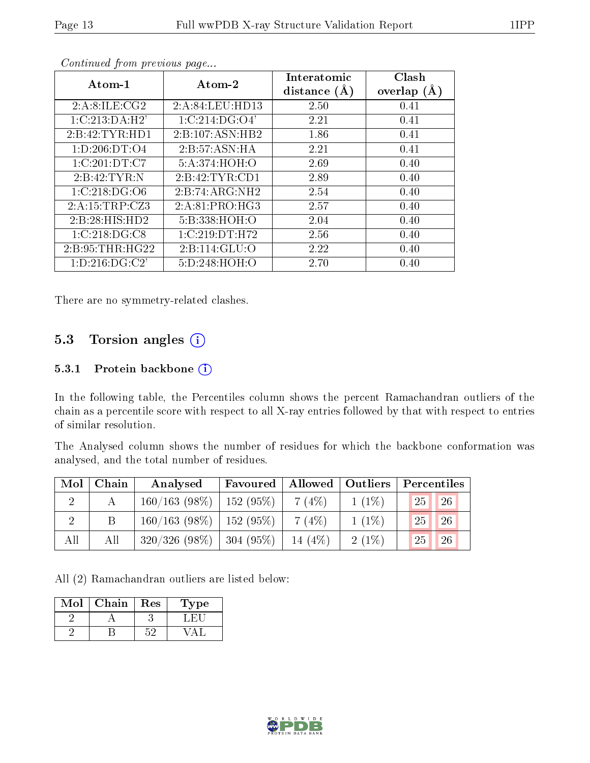*Continued from previous page...*

| Atom-1 | Atom-2 | Interatomic distance (Å) | Clash overlap (Å) |
|---|---|---|---|
| 2:A:8:ILE:CG2 | 2:A:84:LEU:HD13 | 2.50 | 0.41 |
| 1:C:213:DA:H2' | 1:C:214:DG:O4' | 2.21 | 0.41 |
| 2:B:42:TYR:HD1 | 2:B:107:ASN:HB2 | 1.86 | 0.41 |
| 1:D:206:DT:O4 | 2:B:57:ASN:HA | 2.21 | 0.41 |
| 1:C:201:DT:C7 | 5:A:374:HOH:O | 2.69 | 0.40 |
| 2:B:42:TYR:N | 2:B:42:TYR:CD1 | 2.89 | 0.40 |
| 1:C:218:DG:O6 | 2:B:74:ARG:NH2 | 2.54 | 0.40 |
| 2:A:15:TRP:CZ3 | 2:A:81:PRO:HG3 | 2.57 | 0.40 |
| 2:B:28:HIS:HD2 | 5:B:338:HOH:O | 2.04 | 0.40 |
| 1:C:218:DG:C8 | 1:C:219:DT:H72 | 2.56 | 0.40 |
| 2:B:95:THR:HG22 | 2:B:114:GLU:O | 2.22 | 0.40 |
| 1:D:216:DG:C2' | 5:D:248:HOH:O | 2.70 | 0.40 |

There are no symmetry-related clashes.

## 5.3 Torsion angles

### 5.3.1 Protein backbone

In the following table, the Percentiles column shows the percent Ramachandran outliers of the chain as a percentile score with respect to all X-ray entries followed by that with respect to entries of similar resolution.

The Analysed column shows the number of residues for which the backbone conformation was analysed, and the total number of residues.

| Mol | Chain | Analysed | Favoured | Allowed | Outliers | Percentiles | |
|---|---|---|---|---|---|---|---|
| 2 | A | 160/163 (98%) | 152 (95%) | 7 (4%) | 1 (1%) | 25 | 26 |
| 2 | B | 160/163 (98%) | 152 (95%) | 7 (4%) | 1 (1%) | 25 | 26 |
| All | All | 320/326 (98%) | 304 (95%) | 14 (4%) | 2 (1%) | 25 | 26 |

All (2) Ramachandran outliers are listed below:

| Mol | Chain | Res | Type |
|---|---|---|---|
| 2 | A | 3 | LEU |
| 2 | B | 52 | VAL |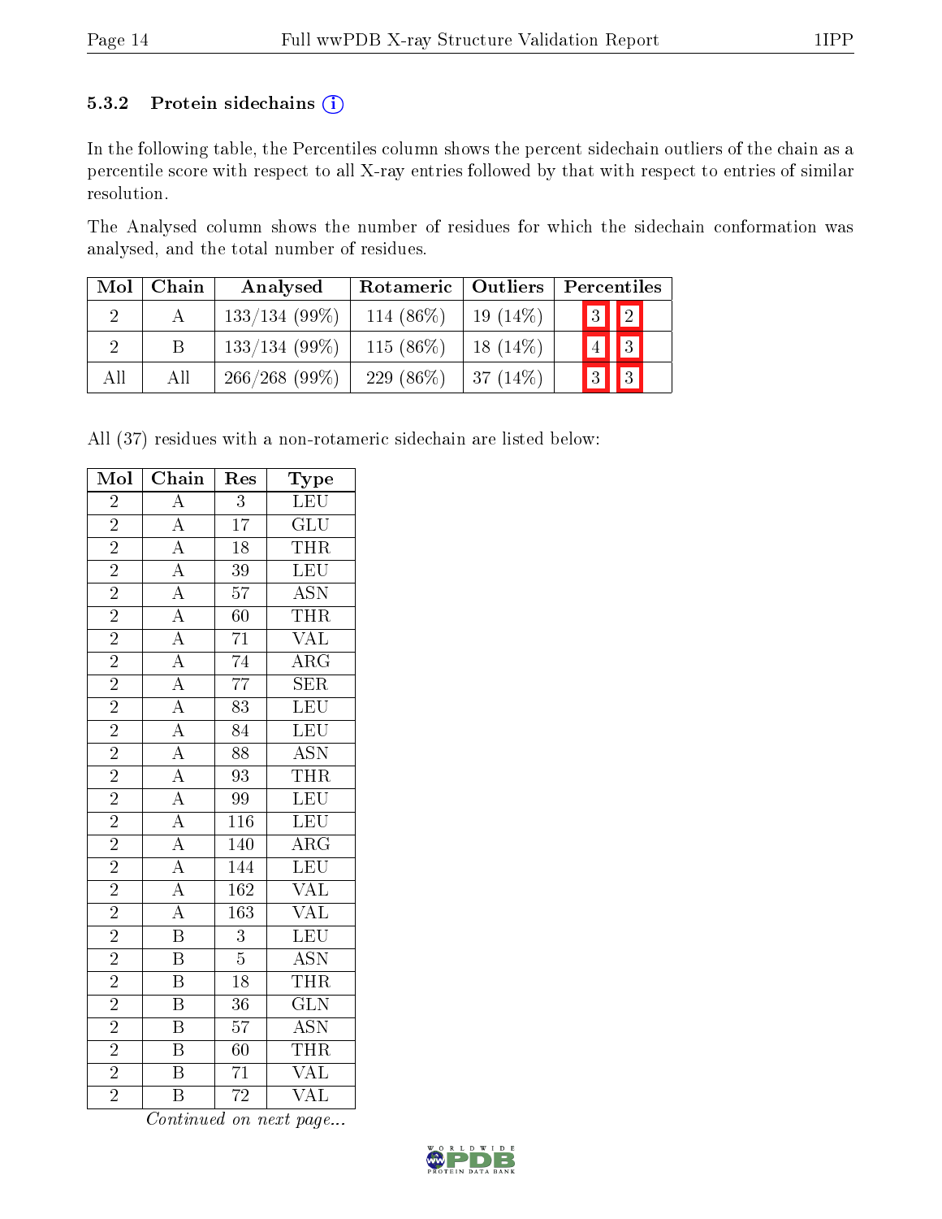### 5.3.2 Protein sidechains (i)

In the following table, the Percentiles column shows the percent sidechain outliers of the chain as a percentile score with respect to all X-ray entries followed by that with respect to entries of similar resolution.

The Analysed column shows the number of residues for which the sidechain conformation was analysed, and the total number of residues.

| Mol | Chain | Analysed | Rotameric | Outliers | Percentiles | |
|---|---|---|---|---|---|---|
| 2 | A | 133/134 (99%) | 114 (86%) | 19 (14%) | 3 | 2 |
| 2 | B | 133/134 (99%) | 115 (86%) | 18 (14%) | 4 | 3 |
| All | All | 266/268 (99%) | 229 (86%) | 37 (14%) | 3 | 3 |

All (37) residues with a non-rotameric sidechain are listed below:

| Mol | Chain | Res | Type |
|---|---|---|---|
| 2 | A | 3 | LEU |
| 2 | A | 17 | GLU |
| 2 | A | 18 | THR |
| 2 | A | 39 | LEU |
| 2 | A | 57 | ASN |
| 2 | A | 60 | THR |
| 2 | A | 71 | VAL |
| 2 | A | 74 | ARG |
| 2 | A | 77 | SER |
| 2 | A | 83 | LEU |
| 2 | A | 84 | LEU |
| 2 | A | 88 | ASN |
| 2 | A | 93 | THR |
| 2 | A | 99 | LEU |
| 2 | A | 116 | LEU |
| 2 | A | 140 | ARG |
| 2 | A | 144 | LEU |
| 2 | A | 162 | VAL |
| 2 | A | 163 | VAL |
| 2 | B | 3 | LEU |
| 2 | B | 5 | ASN |
| 2 | B | 18 | THR |
| 2 | B | 36 | GLN |
| 2 | B | 57 | ASN |
| 2 | B | 60 | THR |
| 2 | B | 71 | VAL |
| 2 | B | 72 | VAL |

*Continued on next page...*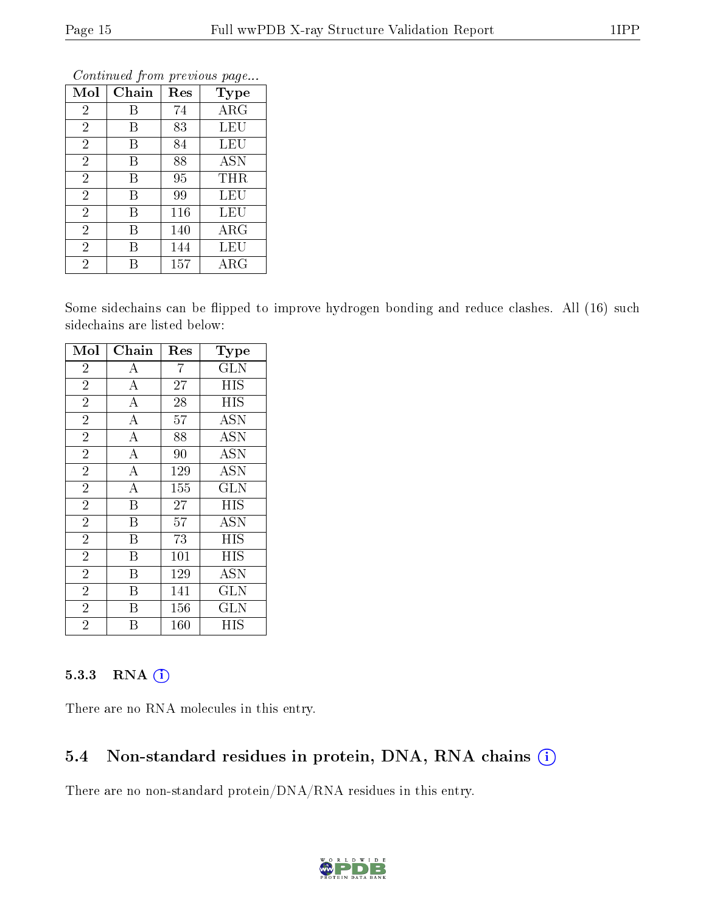*Continued from previous page...*

| Mol | Chain | Res | Type |
|---|---|---|---|
| 2 | B | 74 | ARG |
| 2 | B | 83 | LEU |
| 2 | B | 84 | LEU |
| 2 | B | 88 | ASN |
| 2 | B | 95 | THR |
| 2 | B | 99 | LEU |
| 2 | B | 116 | LEU |
| 2 | B | 140 | ARG |
| 2 | B | 144 | LEU |
| 2 | B | 157 | ARG |

Some sidechains can be flipped to improve hydrogen bonding and reduce clashes. All (16) such sidechains are listed below:

| Mol | Chain | Res | Type |
|---|---|---|---|
| 2 | A | 7 | GLN |
| 2 | A | 27 | HIS |
| 2 | A | 28 | HIS |
| 2 | A | 57 | ASN |
| 2 | A | 88 | ASN |
| 2 | A | 90 | ASN |
| 2 | A | 129 | ASN |
| 2 | A | 155 | GLN |
| 2 | B | 27 | HIS |
| 2 | B | 57 | ASN |
| 2 | B | 73 | HIS |
| 2 | B | 101 | HIS |
| 2 | B | 129 | ASN |
| 2 | B | 141 | GLN |
| 2 | B | 156 | GLN |
| 2 | B | 160 | HIS |

### 5.3.3 RNA

There are no RNA molecules in this entry.

## 5.4 Non-standard residues in protein, DNA, RNA chains

There are no non-standard protein/DNA/RNA residues in this entry.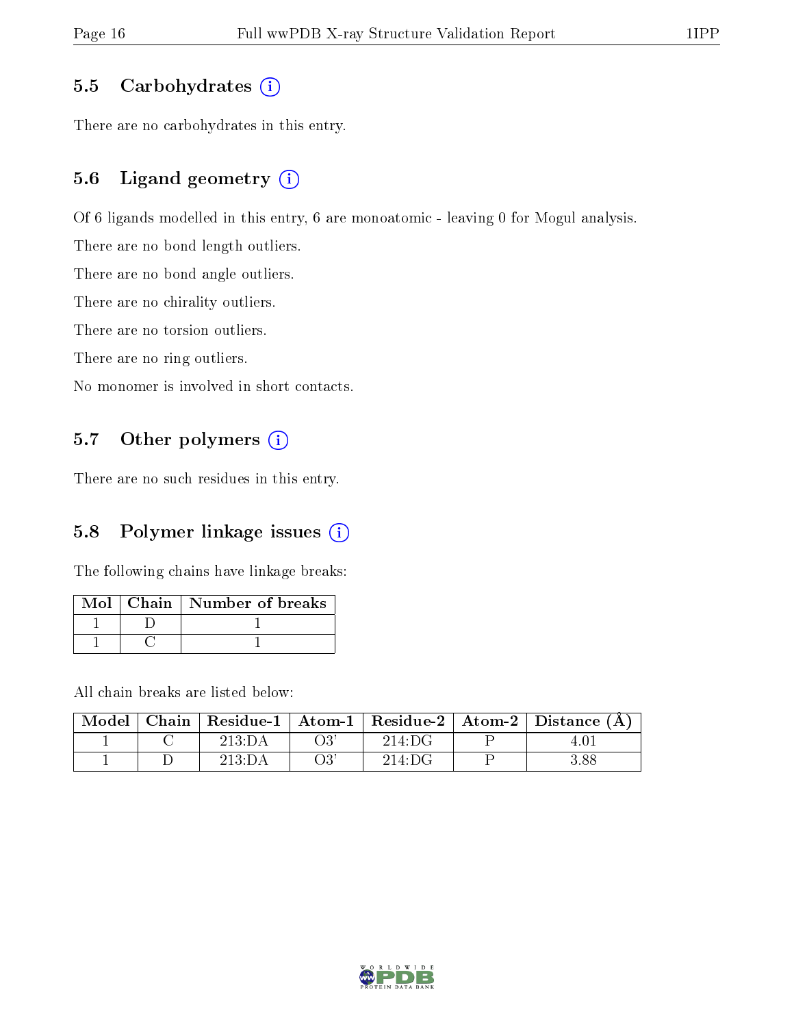### 5.5 Carbohydrates (i)

There are no carbohydrates in this entry.

### 5.6 Ligand geometry (i)

Of 6 ligands modelled in this entry, 6 are monoatomic - leaving 0 for Mogul analysis.

There are no bond length outliers.

There are no bond angle outliers.

There are no chirality outliers.

There are no torsion outliers.

There are no ring outliers.

No monomer is involved in short contacts.

### 5.7 Other polymers (i)

There are no such residues in this entry.

### 5.8 Polymer linkage issues (i)

The following chains have linkage breaks:

| Mol | Chain | Number of breaks |
|---|---|---|
| 1 | D | 1 |
| 1 | C | 1 |

All chain breaks are listed below:

| Model | Chain | Residue-1 | Atom-1 | Residue-2 | Atom-2 | Distance (Å) |
|---|---|---|---|---|---|---|
| 1 | C | 213:DA | O3' | 214:DG | P | 4.01 |
| 1 | D | 213:DA | O3' | 214:DG | P | 3.88 |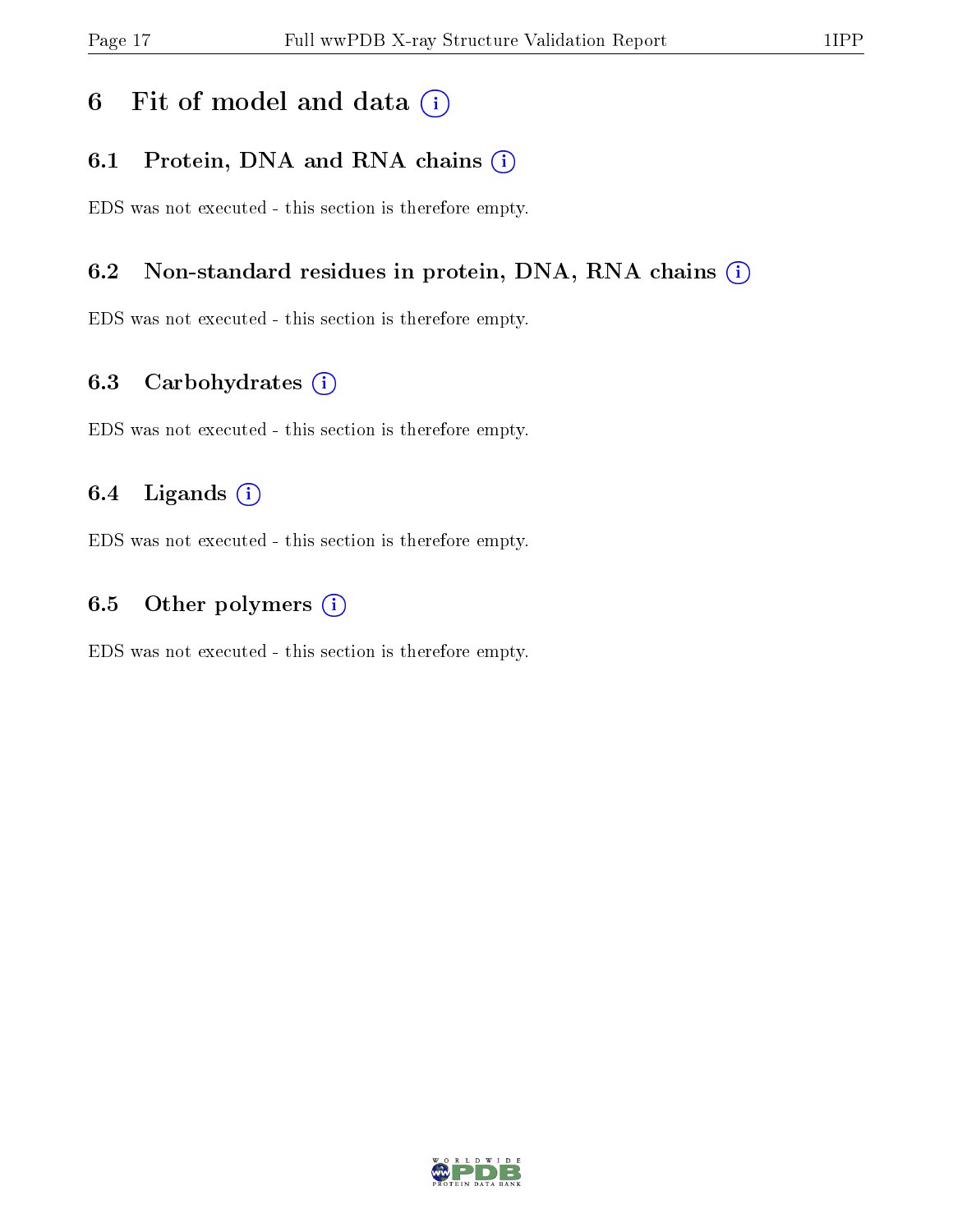# 6 Fit of model and data

## 6.1 Protein, DNA and RNA chains

EDS was not executed - this section is therefore empty.

## 6.2 Non-standard residues in protein, DNA, RNA chains

EDS was not executed - this section is therefore empty.

## 6.3 Carbohydrates

EDS was not executed - this section is therefore empty.

## 6.4 Ligands

EDS was not executed - this section is therefore empty.

## 6.5 Other polymers

EDS was not executed - this section is therefore empty.